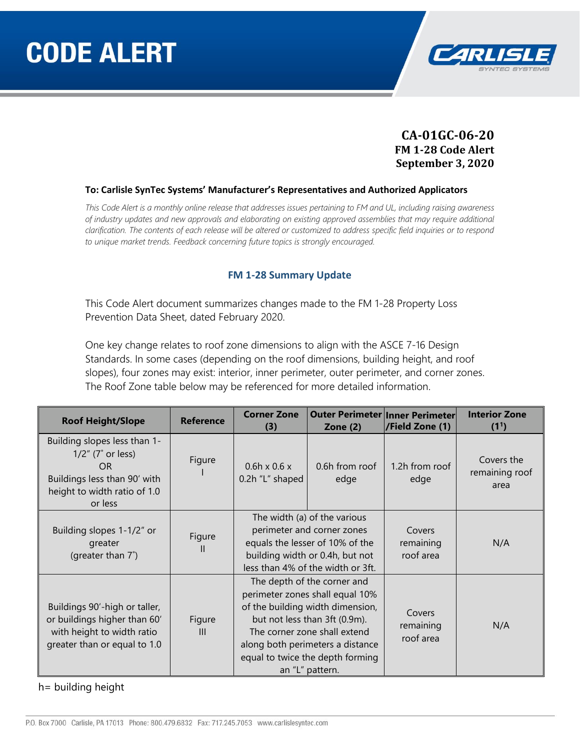# CODE ALERT

**CA-01GC-06-20**
**FM 1-28 Code Alert**
**September 3, 2020**

**To: Carlisle SynTec Systems' Manufacturer's Representatives and Authorized Applicators**

*This Code Alert is a monthly online release that addresses issues pertaining to FM and UL, including raising awareness of industry updates and new approvals and elaborating on existing approved assemblies that may require additional clarification. The contents of each release will be altered or customized to address specific field inquiries or to respond to unique market trends. Feedback concerning future topics is strongly encouraged.*

## FM 1-28 Summary Update

This Code Alert document summarizes changes made to the FM 1-28 Property Loss Prevention Data Sheet, dated February 2020.

One key change relates to roof zone dimensions to align with the ASCE 7-16 Design Standards. In some cases (depending on the roof dimensions, building height, and roof slopes), four zones may exist: interior, inner perimeter, outer perimeter, and corner zones. The Roof Zone table below may be referenced for more detailed information.

| Roof Height/Slope | Reference | Corner Zone (3) | Outer Perimeter Zone (2) | Inner Perimeter /Field Zone (1) | Interior Zone (1[1]) |
|---|---|---|---|---|---|
| Building slopes less than 1-1/2" (7˚ or less) OR Buildings less than 90' with height to width ratio of 1.0 or less | Figure I | 0.6h x 0.6 x 0.2h "L" shaped | 0.6h from roof edge | 1.2h from roof edge | Covers the remaining roof area |
| Building slopes 1-1/2" or greater (greater than 7˚) | Figure II | The width (a) of the various perimeter and corner zones equals the lesser of 10% of the building width or 0.4h, but not less than 4% of the width or 3ft. | | Covers remaining roof area | N/A |
| Buildings 90'-high or taller, or buildings higher than 60' with height to width ratio greater than or equal to 1.0 | Figure III | The depth of the corner and perimeter zones shall equal 10% of the building width dimension, but not less than 3ft (0.9m). The corner zone shall extend along both perimeters a distance equal to twice the depth forming an "L" pattern. | | Covers remaining roof area | N/A |

h= building height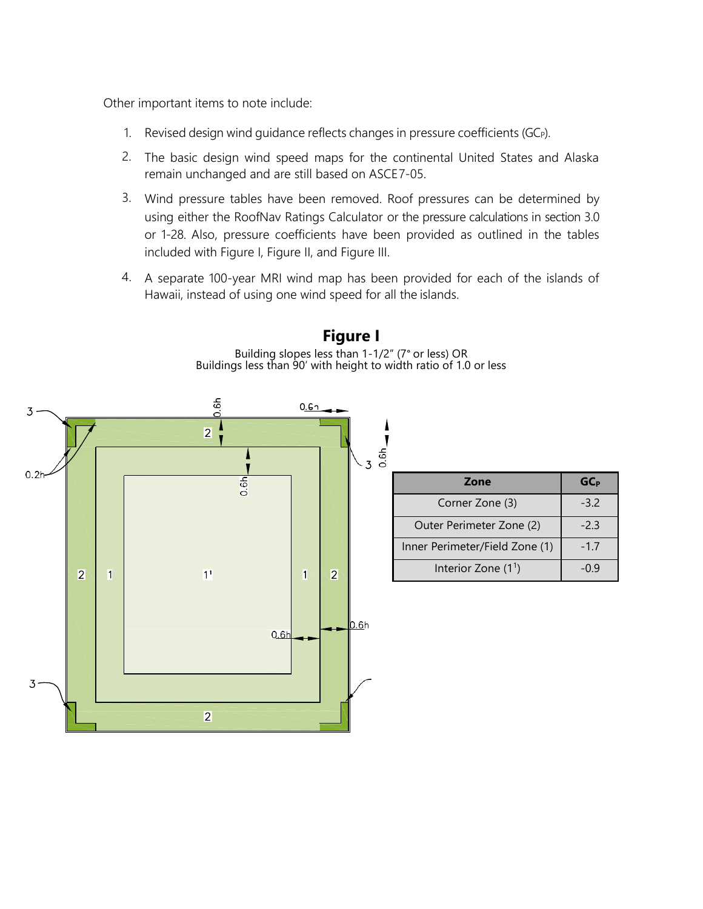Other important items to note include:

1. Revised design wind guidance reflects changes in pressure coefficients ($GC_P$).
2. The basic design wind speed maps for the continental United States and Alaska remain unchanged and are still based on ASCE7-05.
3. Wind pressure tables have been removed. Roof pressures can be determined by using either the RoofNav Ratings Calculator or the pressure calculations in section 3.0 or 1-28. Also, pressure coefficients have been provided as outlined in the tables included with Figure I, Figure II, and Figure III.
4. A separate 100-year MRI wind map has been provided for each of the islands of Hawaii, instead of using one wind speed for all the islands.

## Figure I

Building slopes less than 1-1/2" (7° or less) OR
Buildings less than 90' with height to width ratio of 1.0 or less

| Zone | $GC_P$ |
| --- | --- |
| Corner Zone (3) | -3.2 |
| Outer Perimeter Zone (2) | -2.3 |
| Inner Perimeter/Field Zone (1) | -1.7 |
| Interior Zone ($1^1$) | -0.9 |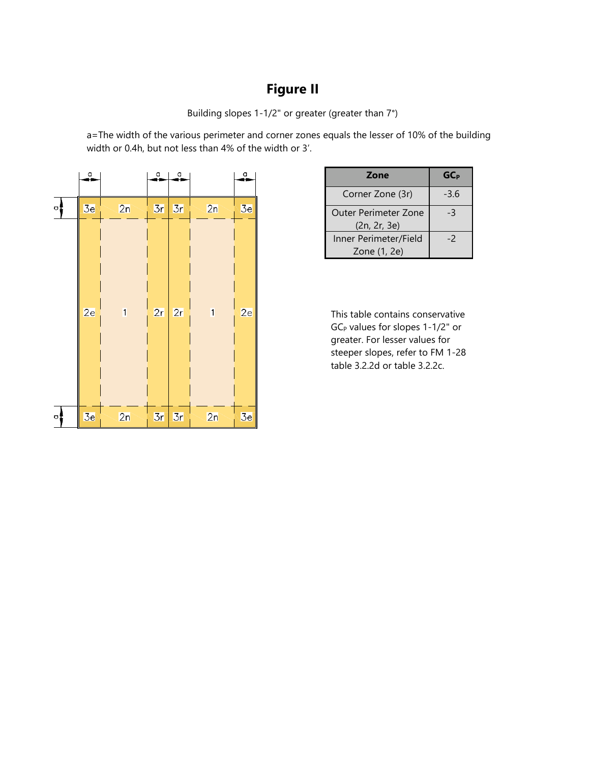# Figure II

Building slopes 1-1/2" or greater (greater than 7°)

a=The width of the various perimeter and corner zones equals the lesser of 10% of the building width or 0.4h, but not less than 4% of the width or 3'.

| Zone | $GC_P$ |
|---|---|
| Corner Zone (3r) | -3.6 |
| Outer Perimeter Zone (2n, 2r, 3e) | -3 |
| Inner Perimeter/Field Zone (1, 2e) | -2 |

This table contains conservative $GC_P$ values for slopes 1-1/2" or greater. For lesser values for steeper slopes, refer to FM 1-28 table 3.2.2d or table 3.2.2c.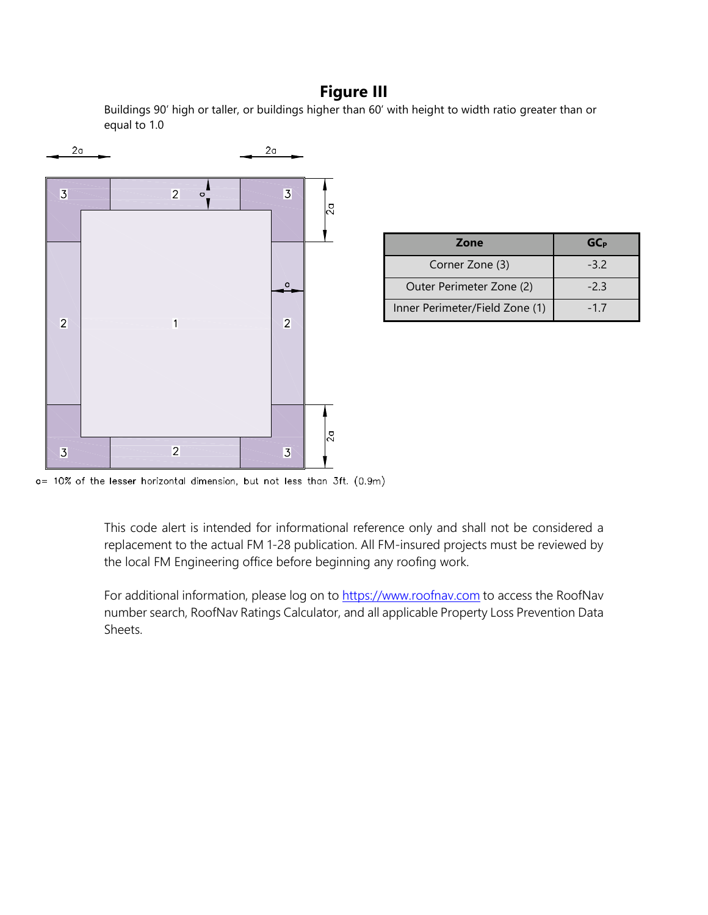## Figure III

Buildings 90′ high or taller, or buildings higher than 60′ with height to width ratio greater than or equal to 1.0

2a
2a
2a
2a
a
a
3 2 3
2 1 2
3 2 3

a= 10% of the lesser horizontal dimension, but not less than 3ft. (0.9m)

| Zone | $GC_P$ |
|---|---|
| Corner Zone (3) | -3.2 |
| Outer Perimeter Zone (2) | -2.3 |
| Inner Perimeter/Field Zone (1) | -1.7 |

This code alert is intended for informational reference only and shall not be considered a replacement to the actual FM 1-28 publication. All FM-insured projects must be reviewed by the local FM Engineering office before beginning any roofing work.

For additional information, please log on to https://www.roofnav.com to access the RoofNav number search, RoofNav Ratings Calculator, and all applicable Property Loss Prevention Data Sheets.